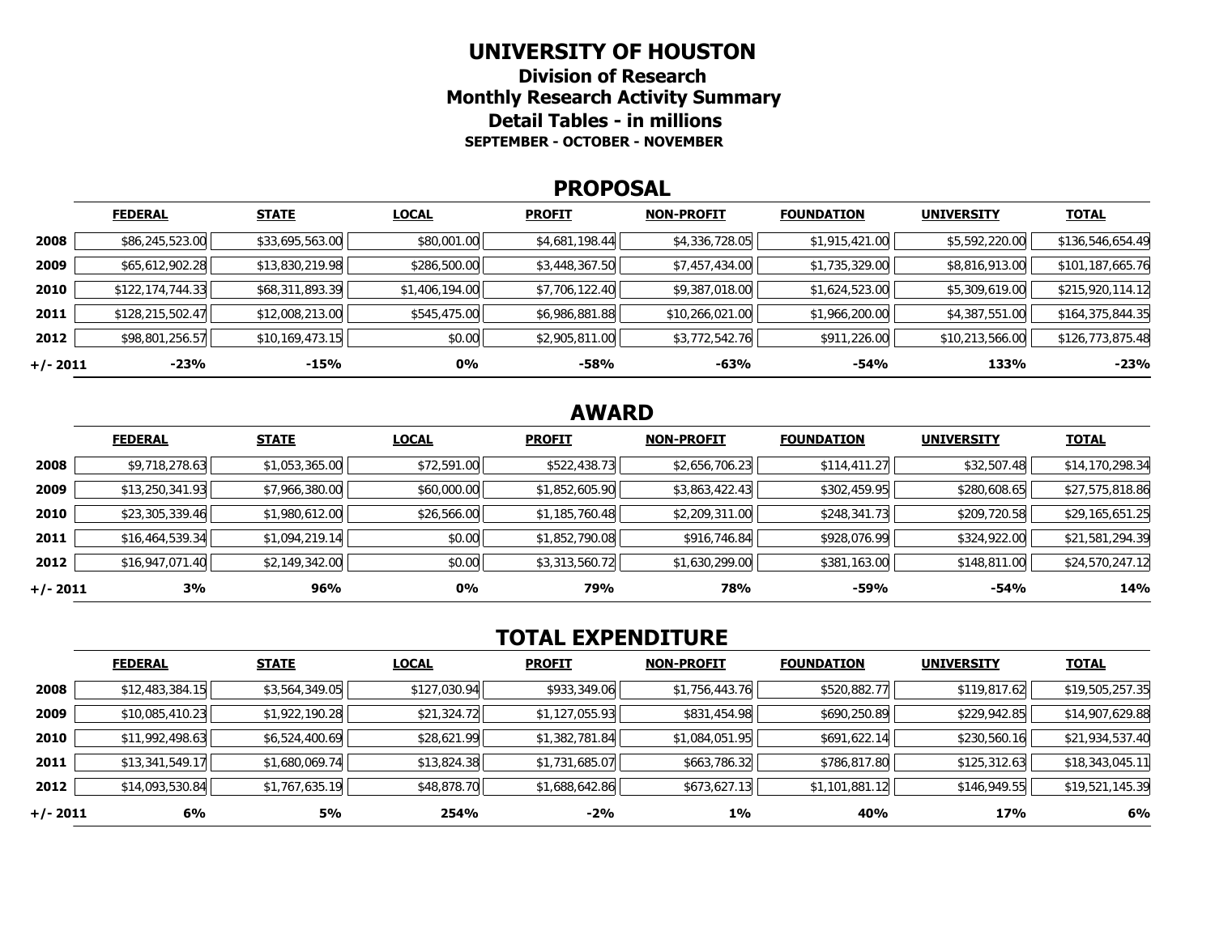# UNIVERSITY OF HOUSTON

## Division of Research

## Monthly Research Activity Summary

## Detail Tables - in millions

**SEPTEMBER - OCTOBER - NOVEMBER**

### PROPOSAL

| | FEDERAL | STATE | LOCAL | PROFIT | NON-PROFIT | FOUNDATION | UNIVERSITY | TOTAL |
|---|---|---|---|---|---|---|---|---|
| **2008** | $86,245,523.00 | $33,695,563.00 | $80,001.00 | $4,681,198.44 | $4,336,728.05 | $1,915,421.00 | $5,592,220.00 | $136,546,654.49 |
| **2009** | $65,612,902.28 | $13,830,219.98 | $286,500.00 | $3,448,367.50 | $7,457,434.00 | $1,735,329.00 | $8,816,913.00 | $101,187,665.76 |
| **2010** | $122,174,744.33 | $68,311,893.39 | $1,406,194.00 | $7,706,122.40 | $9,387,018.00 | $1,624,523.00 | $5,309,619.00 | $215,920,114.12 |
| **2011** | $128,215,502.47 | $12,008,213.00 | $545,475.00 | $6,986,881.88 | $10,266,021.00 | $1,966,200.00 | $4,387,551.00 | $164,375,844.35 |
| **2012** | $98,801,256.57 | $10,169,473.15 | $0.00 | $2,905,811.00 | $3,772,542.76 | $911,226.00 | $10,213,566.00 | $126,773,875.48 |
| **+/- 2011** | **-23%** | **-15%** | **0%** | **-58%** | **-63%** | **-54%** | **133%** | **-23%** |

### AWARD

| | FEDERAL | STATE | LOCAL | PROFIT | NON-PROFIT | FOUNDATION | UNIVERSITY | TOTAL |
|---|---|---|---|---|---|---|---|---|
| **2008** | $9,718,278.63 | $1,053,365.00 | $72,591.00 | $522,438.73 | $2,656,706.23 | $114,411.27 | $32,507.48 | $14,170,298.34 |
| **2009** | $13,250,341.93 | $7,966,380.00 | $60,000.00 | $1,852,605.90 | $3,863,422.43 | $302,459.95 | $280,608.65 | $27,575,818.86 |
| **2010** | $23,305,339.46 | $1,980,612.00 | $26,566.00 | $1,185,760.48 | $2,209,311.00 | $248,341.73 | $209,720.58 | $29,165,651.25 |
| **2011** | $16,464,539.34 | $1,094,219.14 | $0.00 | $1,852,790.08 | $916,746.84 | $928,076.99 | $324,922.00 | $21,581,294.39 |
| **2012** | $16,947,071.40 | $2,149,342.00 | $0.00 | $3,313,560.72 | $1,630,299.00 | $381,163.00 | $148,811.00 | $24,570,247.12 |
| **+/- 2011** | **3%** | **96%** | **0%** | **79%** | **78%** | **-59%** | **-54%** | **14%** |

### TOTAL EXPENDITURE

| | FEDERAL | STATE | LOCAL | PROFIT | NON-PROFIT | FOUNDATION | UNIVERSITY | TOTAL |
|---|---|---|---|---|---|---|---|---|
| **2008** | $12,483,384.15 | $3,564,349.05 | $127,030.94 | $933,349.06 | $1,756,443.76 | $520,882.77 | $119,817.62 | $19,505,257.35 |
| **2009** | $10,085,410.23 | $1,922,190.28 | $21,324.72 | $1,127,055.93 | $831,454.98 | $690,250.89 | $229,942.85 | $14,907,629.88 |
| **2010** | $11,992,498.63 | $6,524,400.69 | $28,621.99 | $1,382,781.84 | $1,084,051.95 | $691,622.14 | $230,560.16 | $21,934,537.40 |
| **2011** | $13,341,549.17 | $1,680,069.74 | $13,824.38 | $1,731,685.07 | $663,786.32 | $786,817.80 | $125,312.63 | $18,343,045.11 |
| **2012** | $14,093,530.84 | $1,767,635.19 | $48,878.70 | $1,688,642.86 | $673,627.13 | $1,101,881.12 | $146,949.55 | $19,521,145.39 |
| **+/- 2011** | **6%** | **5%** | **254%** | **-2%** | **1%** | **40%** | **17%** | **6%** |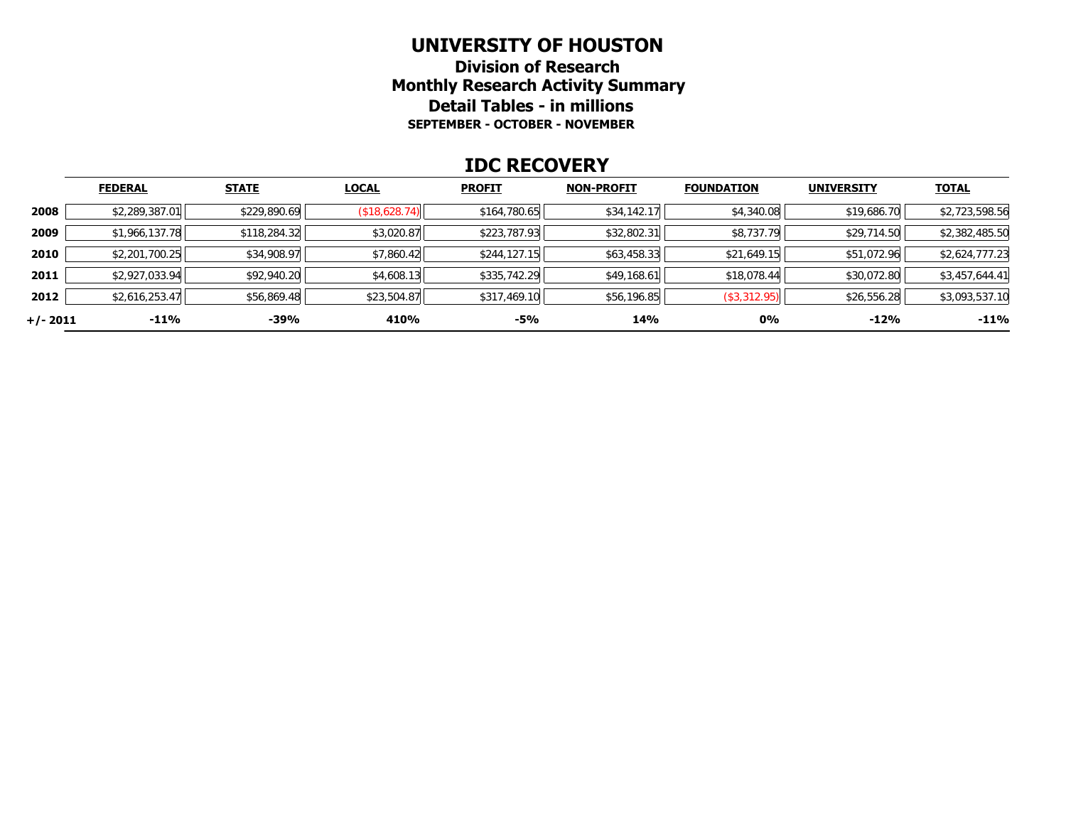# UNIVERSITY OF HOUSTON

## Division of Research

## Monthly Research Activity Summary

## Detail Tables - in millions

**SEPTEMBER - OCTOBER - NOVEMBER**

## IDC RECOVERY

| | FEDERAL | STATE | LOCAL | PROFIT | NON-PROFIT | FOUNDATION | UNIVERSITY | TOTAL |
|---|---|---|---|---|---|---|---|---|
| **2008** | $2,289,387.01 | $229,890.69 | ($18,628.74) | $164,780.65 | $34,142.17 | $4,340.08 | $19,686.70 | $2,723,598.56 |
| **2009** | $1,966,137.78 | $118,284.32 | $3,020.87 | $223,787.93 | $32,802.31 | $8,737.79 | $29,714.50 | $2,382,485.50 |
| **2010** | $2,201,700.25 | $34,908.97 | $7,860.42 | $244,127.15 | $63,458.33 | $21,649.15 | $51,072.96 | $2,624,777.23 |
| **2011** | $2,927,033.94 | $92,940.20 | $4,608.13 | $335,742.29 | $49,168.61 | $18,078.44 | $30,072.80 | $3,457,644.41 |
| **2012** | $2,616,253.47 | $56,869.48 | $23,504.87 | $317,469.10 | $56,196.85 | ($3,312.95) | $26,556.28 | $3,093,537.10 |
| **+/- 2011** | **-11%** | **-39%** | **410%** | **-5%** | **14%** | **0%** | **-12%** | **-11%** |